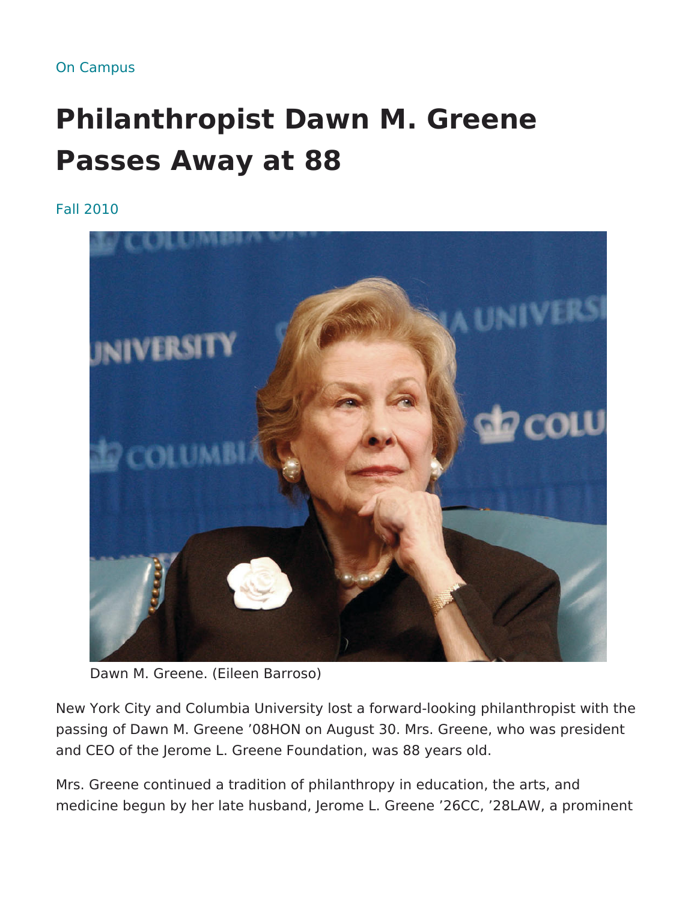On Campus

# Philanthropist Dawn M. Greene Passes Away at 88

Fall 2010

Dawn M. Greene. (Eileen Barroso)

New York City and Columbia University lost a forward-looking philanthropist with the passing of Dawn M. Greene ’08HON on August 30. Mrs. Greene, who was president and CEO of the Jerome L. Greene Foundation, was 88 years old.

Mrs. Greene continued a tradition of philanthropy in education, the arts, and medicine begun by her late husband, Jerome L. Greene ’26CC, ’28LAW, a prominent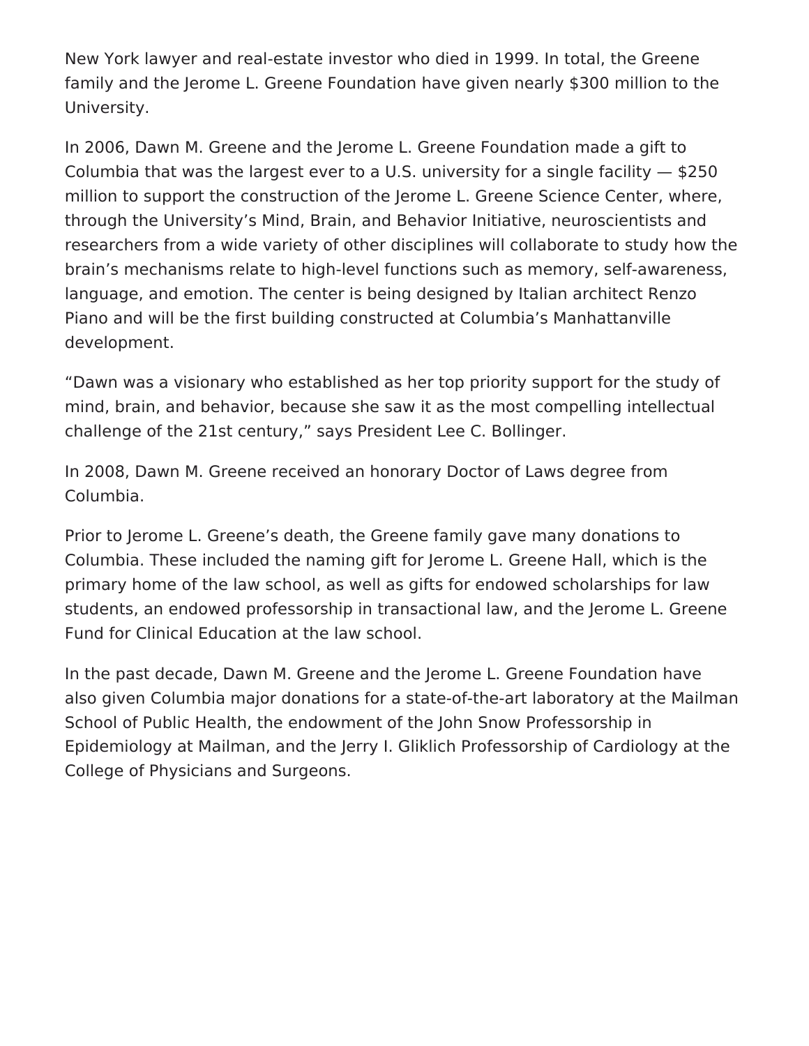New York lawyer and real-estate investor who died in 1999. In total, the Greene family and the Jerome L. Greene Foundation have given nearly $300 million to the University.

In 2006, Dawn M. Greene and the Jerome L. Greene Foundation made a gift to Columbia that was the largest ever to a U.S. university for a single facility — $250 million to support the construction of the Jerome L. Greene Science Center, where, through the University's Mind, Brain, and Behavior Initiative, neuroscientists and researchers from a wide variety of other disciplines will collaborate to study how the brain's mechanisms relate to high-level functions such as memory, self-awareness, language, and emotion. The center is being designed by Italian architect Renzo Piano and will be the first building constructed at Columbia's Manhattanville development.

"Dawn was a visionary who established as her top priority support for the study of mind, brain, and behavior, because she saw it as the most compelling intellectual challenge of the 21st century," says President Lee C. Bollinger.

In 2008, Dawn M. Greene received an honorary Doctor of Laws degree from Columbia.

Prior to Jerome L. Greene's death, the Greene family gave many donations to Columbia. These included the naming gift for Jerome L. Greene Hall, which is the primary home of the law school, as well as gifts for endowed scholarships for law students, an endowed professorship in transactional law, and the Jerome L. Greene Fund for Clinical Education at the law school.

In the past decade, Dawn M. Greene and the Jerome L. Greene Foundation have also given Columbia major donations for a state-of-the-art laboratory at the Mailman School of Public Health, the endowment of the John Snow Professorship in Epidemiology at Mailman, and the Jerry I. Gliklich Professorship of Cardiology at the College of Physicians and Surgeons.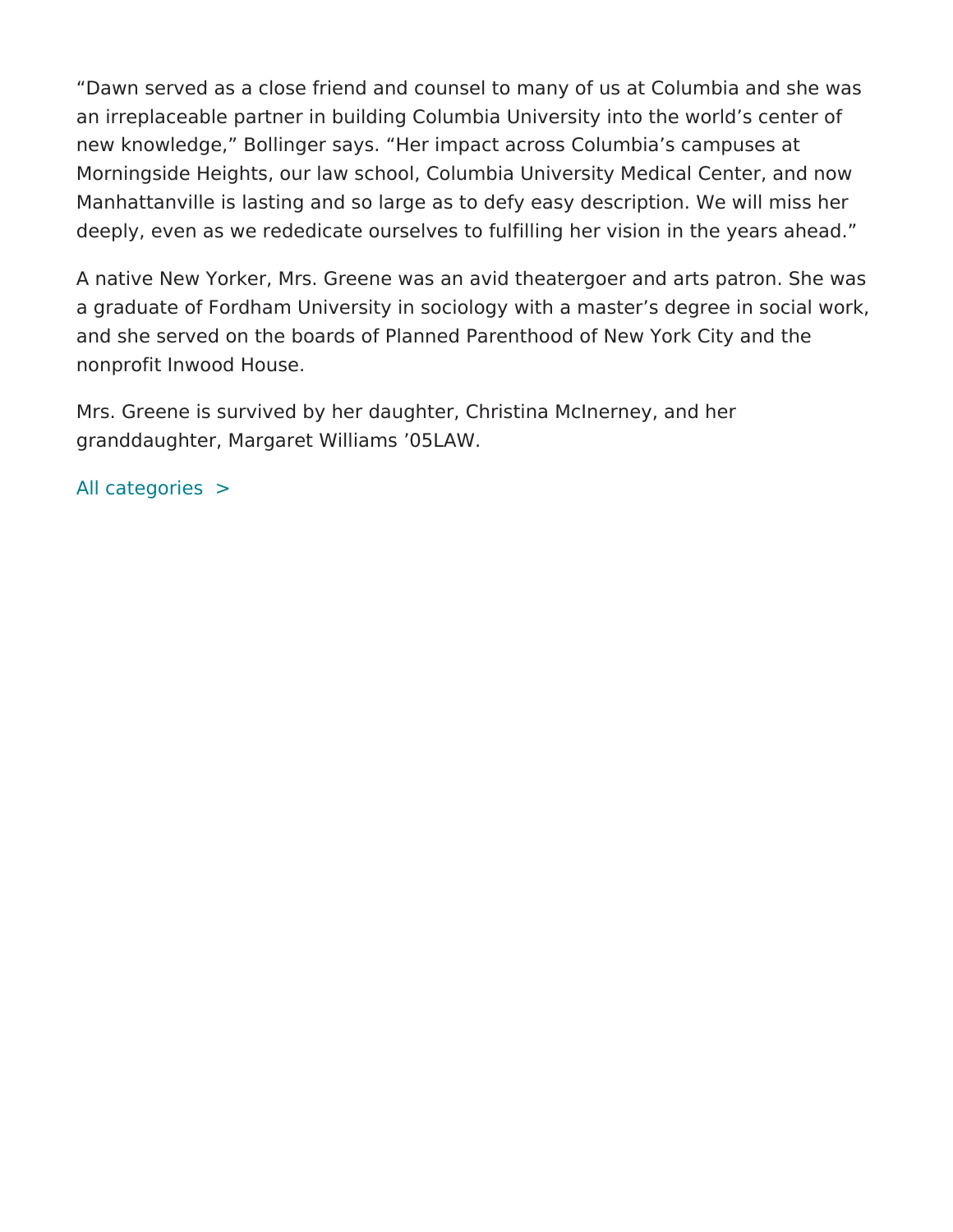“Dawn served as a close friend and counsel to many of us at Columbia and she was an irreplaceable partner in building Columbia University into the world’s center of new knowledge,” Bollinger says. “Her impact across Columbia’s campuses at Morningside Heights, our law school, Columbia University Medical Center, and now Manhattanville is lasting and so large as to defy easy description. We will miss her deeply, even as we rededicate ourselves to fulfilling her vision in the years ahead.”

A native New Yorker, Mrs. Greene was an avid theatergoer and arts patron. She was a graduate of Fordham University in sociology with a master’s degree in social work, and she served on the boards of Planned Parenthood of New York City and the nonprofit Inwood House.

Mrs. Greene is survived by her daughter, Christina McInerney, and her granddaughter, Margaret Williams ’05LAW.

All categories >